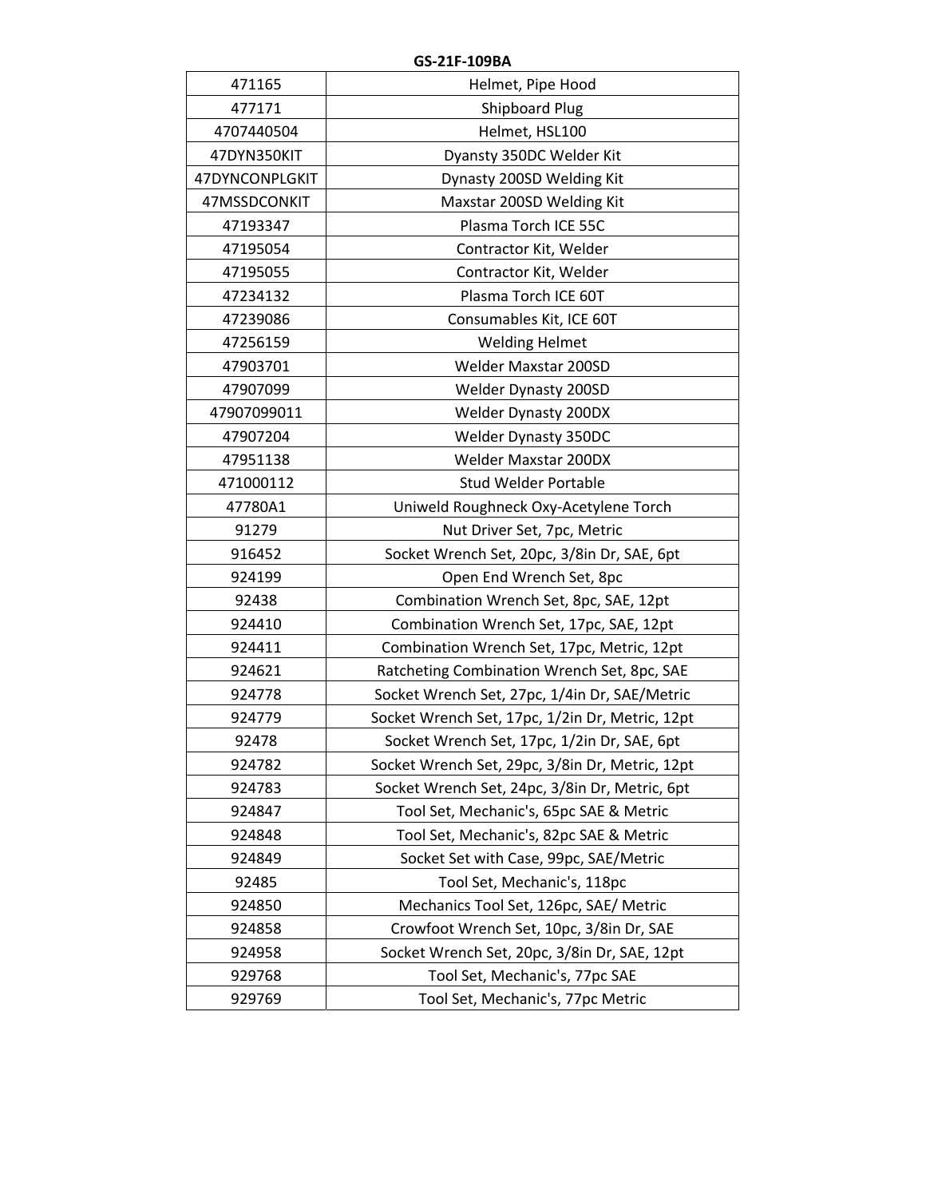**GS-21F-109BA**

| | |
|---|---|
| 471165 | Helmet, Pipe Hood |
| 477171 | Shipboard Plug |
| 4707440504 | Helmet, HSL100 |
| 47DYN350KIT | Dyansty 350DC Welder Kit |
| 47DYNCONPLGKIT | Dynasty 200SD Welding Kit |
| 47MSSDCONKIT | Maxstar 200SD Welding Kit |
| 47193347 | Plasma Torch ICE 55C |
| 47195054 | Contractor Kit, Welder |
| 47195055 | Contractor Kit, Welder |
| 47234132 | Plasma Torch ICE 60T |
| 47239086 | Consumables Kit, ICE 60T |
| 47256159 | Welding Helmet |
| 47903701 | Welder Maxstar 200SD |
| 47907099 | Welder Dynasty 200SD |
| 47907099011 | Welder Dynasty 200DX |
| 47907204 | Welder Dynasty 350DC |
| 47951138 | Welder Maxstar 200DX |
| 471000112 | Stud Welder Portable |
| 47780A1 | Uniweld Roughneck Oxy-Acetylene Torch |
| 91279 | Nut Driver Set, 7pc, Metric |
| 916452 | Socket Wrench Set, 20pc, 3/8in Dr, SAE, 6pt |
| 924199 | Open End Wrench Set, 8pc |
| 92438 | Combination Wrench Set, 8pc, SAE, 12pt |
| 924410 | Combination Wrench Set, 17pc, SAE, 12pt |
| 924411 | Combination Wrench Set, 17pc, Metric, 12pt |
| 924621 | Ratcheting Combination Wrench Set, 8pc, SAE |
| 924778 | Socket Wrench Set, 27pc, 1/4in Dr, SAE/Metric |
| 924779 | Socket Wrench Set, 17pc, 1/2in Dr, Metric, 12pt |
| 92478 | Socket Wrench Set, 17pc, 1/2in Dr, SAE, 6pt |
| 924782 | Socket Wrench Set, 29pc, 3/8in Dr, Metric, 12pt |
| 924783 | Socket Wrench Set, 24pc, 3/8in Dr, Metric, 6pt |
| 924847 | Tool Set, Mechanic's, 65pc SAE & Metric |
| 924848 | Tool Set, Mechanic's, 82pc SAE & Metric |
| 924849 | Socket Set with Case, 99pc, SAE/Metric |
| 92485 | Tool Set, Mechanic's, 118pc |
| 924850 | Mechanics Tool Set, 126pc, SAE/ Metric |
| 924858 | Crowfoot Wrench Set, 10pc, 3/8in Dr, SAE |
| 924958 | Socket Wrench Set, 20pc, 3/8in Dr, SAE, 12pt |
| 929768 | Tool Set, Mechanic's, 77pc SAE |
| 929769 | Tool Set, Mechanic's, 77pc Metric |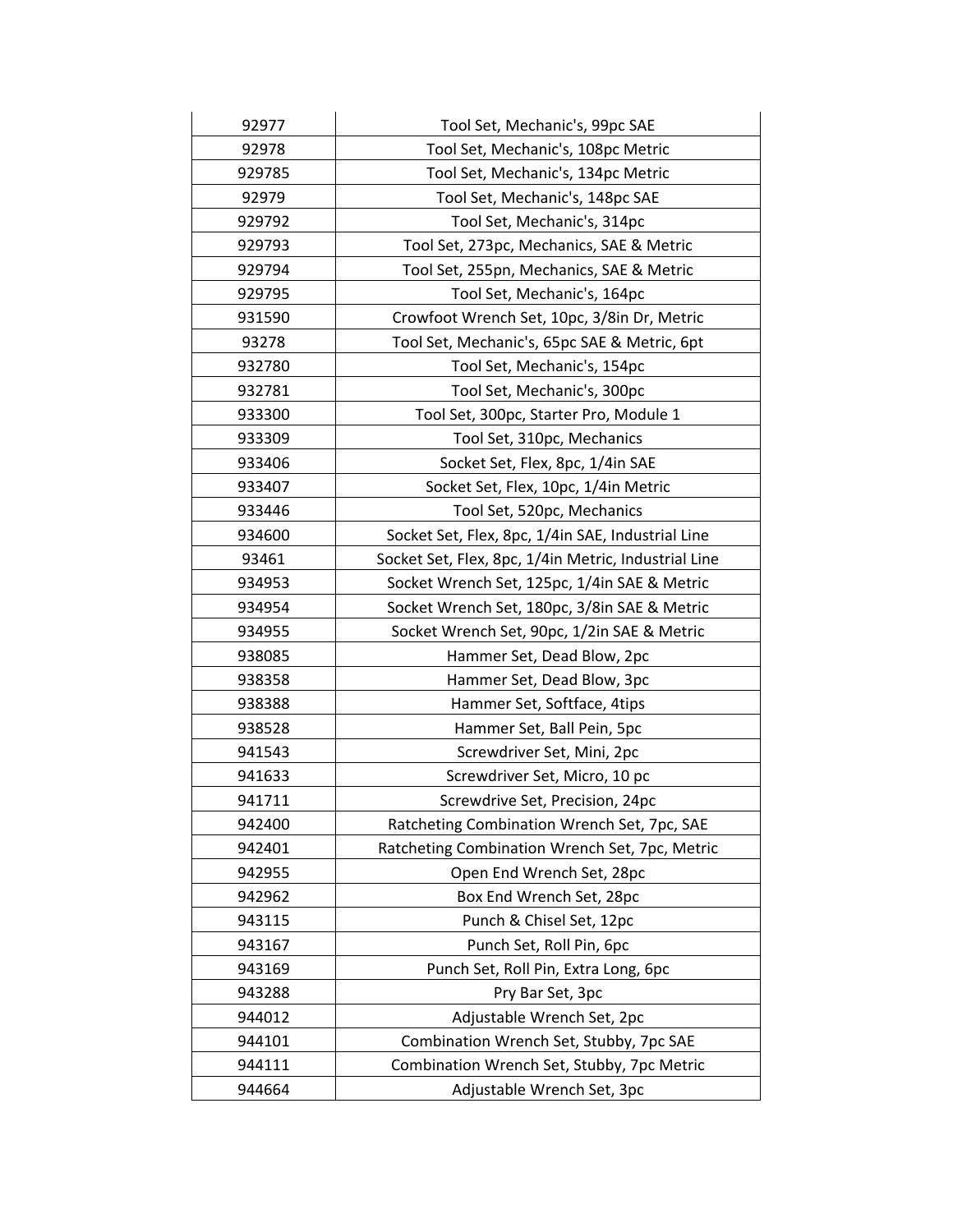| | |
|---|---|
| 92977 | Tool Set, Mechanic's, 99pc SAE |
| 92978 | Tool Set, Mechanic's, 108pc Metric |
| 929785 | Tool Set, Mechanic's, 134pc Metric |
| 92979 | Tool Set, Mechanic's, 148pc SAE |
| 929792 | Tool Set, Mechanic's, 314pc |
| 929793 | Tool Set, 273pc, Mechanics, SAE & Metric |
| 929794 | Tool Set, 255pn, Mechanics, SAE & Metric |
| 929795 | Tool Set, Mechanic's, 164pc |
| 931590 | Crowfoot Wrench Set, 10pc, 3/8in Dr, Metric |
| 93278 | Tool Set, Mechanic's, 65pc SAE & Metric, 6pt |
| 932780 | Tool Set, Mechanic's, 154pc |
| 932781 | Tool Set, Mechanic's, 300pc |
| 933300 | Tool Set, 300pc, Starter Pro, Module 1 |
| 933309 | Tool Set, 310pc, Mechanics |
| 933406 | Socket Set, Flex, 8pc, 1/4in SAE |
| 933407 | Socket Set, Flex, 10pc, 1/4in Metric |
| 933446 | Tool Set, 520pc, Mechanics |
| 934600 | Socket Set, Flex, 8pc, 1/4in SAE, Industrial Line |
| 93461 | Socket Set, Flex, 8pc, 1/4in Metric, Industrial Line |
| 934953 | Socket Wrench Set, 125pc, 1/4in SAE & Metric |
| 934954 | Socket Wrench Set, 180pc, 3/8in SAE & Metric |
| 934955 | Socket Wrench Set, 90pc, 1/2in SAE & Metric |
| 938085 | Hammer Set, Dead Blow, 2pc |
| 938358 | Hammer Set, Dead Blow, 3pc |
| 938388 | Hammer Set, Softface, 4tips |
| 938528 | Hammer Set, Ball Pein, 5pc |
| 941543 | Screwdriver Set, Mini, 2pc |
| 941633 | Screwdriver Set, Micro, 10 pc |
| 941711 | Screwdrive Set, Precision, 24pc |
| 942400 | Ratcheting Combination Wrench Set, 7pc, SAE |
| 942401 | Ratcheting Combination Wrench Set, 7pc, Metric |
| 942955 | Open End Wrench Set, 28pc |
| 942962 | Box End Wrench Set, 28pc |
| 943115 | Punch & Chisel Set, 12pc |
| 943167 | Punch Set, Roll Pin, 6pc |
| 943169 | Punch Set, Roll Pin, Extra Long, 6pc |
| 943288 | Pry Bar Set, 3pc |
| 944012 | Adjustable Wrench Set, 2pc |
| 944101 | Combination Wrench Set, Stubby, 7pc SAE |
| 944111 | Combination Wrench Set, Stubby, 7pc Metric |
| 944664 | Adjustable Wrench Set, 3pc |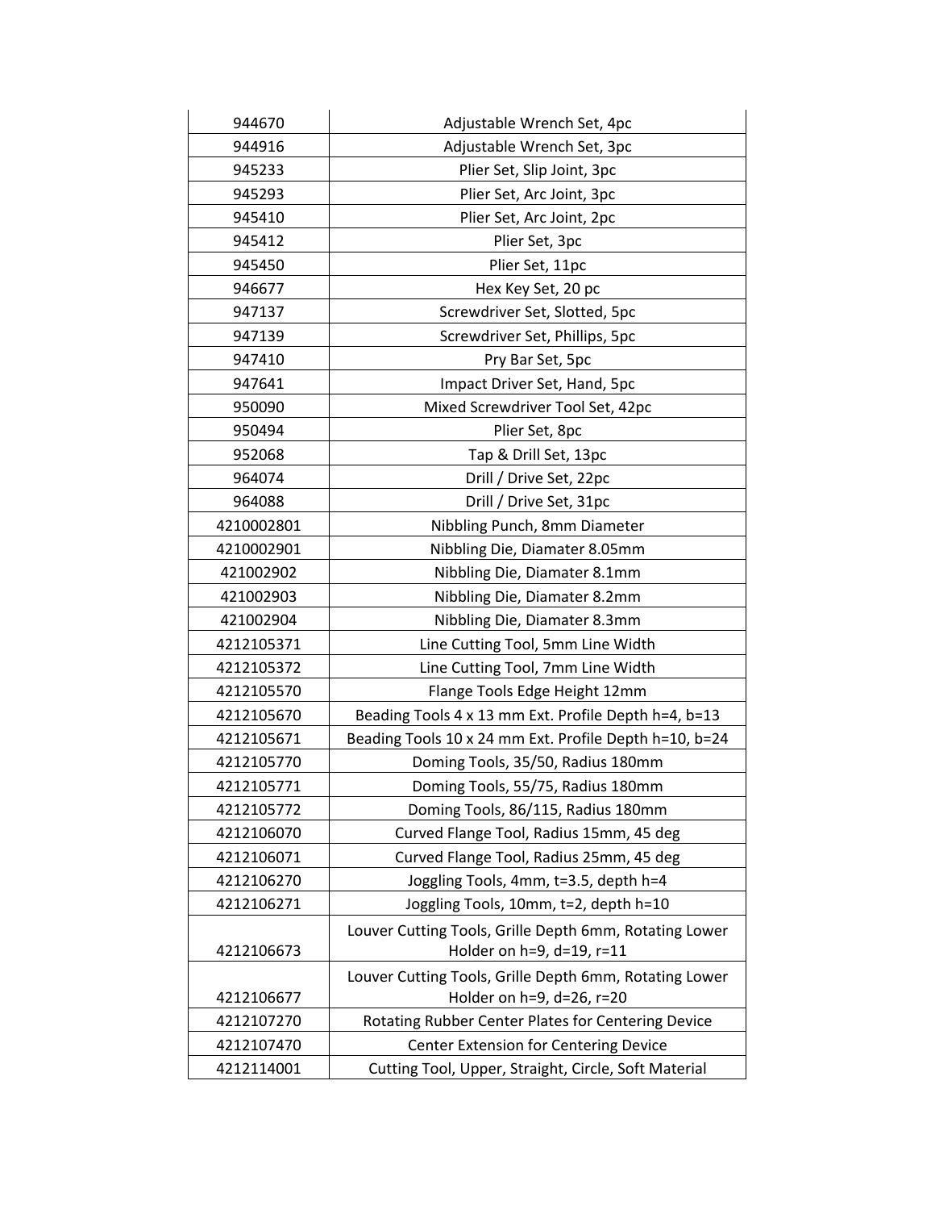| | |
|---|---|
| 944670 | Adjustable Wrench Set, 4pc |
| 944916 | Adjustable Wrench Set, 3pc |
| 945233 | Plier Set, Slip Joint, 3pc |
| 945293 | Plier Set, Arc Joint, 3pc |
| 945410 | Plier Set, Arc Joint, 2pc |
| 945412 | Plier Set, 3pc |
| 945450 | Plier Set, 11pc |
| 946677 | Hex Key Set, 20 pc |
| 947137 | Screwdriver Set, Slotted, 5pc |
| 947139 | Screwdriver Set, Phillips, 5pc |
| 947410 | Pry Bar Set, 5pc |
| 947641 | Impact Driver Set, Hand, 5pc |
| 950090 | Mixed Screwdriver Tool Set, 42pc |
| 950494 | Plier Set, 8pc |
| 952068 | Tap & Drill Set, 13pc |
| 964074 | Drill / Drive Set, 22pc |
| 964088 | Drill / Drive Set, 31pc |
| 4210002801 | Nibbling Punch, 8mm Diameter |
| 4210002901 | Nibbling Die, Diamater 8.05mm |
| 421002902 | Nibbling Die, Diamater 8.1mm |
| 421002903 | Nibbling Die, Diamater 8.2mm |
| 421002904 | Nibbling Die, Diamater 8.3mm |
| 4212105371 | Line Cutting Tool, 5mm Line Width |
| 4212105372 | Line Cutting Tool, 7mm Line Width |
| 4212105570 | Flange Tools Edge Height 12mm |
| 4212105670 | Beading Tools 4 x 13 mm Ext. Profile Depth h=4, b=13 |
| 4212105671 | Beading Tools 10 x 24 mm Ext. Profile Depth h=10, b=24 |
| 4212105770 | Doming Tools, 35/50, Radius 180mm |
| 4212105771 | Doming Tools, 55/75, Radius 180mm |
| 4212105772 | Doming Tools, 86/115, Radius 180mm |
| 4212106070 | Curved Flange Tool, Radius 15mm, 45 deg |
| 4212106071 | Curved Flange Tool, Radius 25mm, 45 deg |
| 4212106270 | Joggling Tools, 4mm, t=3.5, depth h=4 |
| 4212106271 | Joggling Tools, 10mm, t=2, depth h=10 |
| 4212106673 | Louver Cutting Tools, Grille Depth 6mm, Rotating Lower Holder on h=9, d=19, r=11 |
| 4212106677 | Louver Cutting Tools, Grille Depth 6mm, Rotating Lower Holder on h=9, d=26, r=20 |
| 4212107270 | Rotating Rubber Center Plates for Centering Device |
| 4212107470 | Center Extension for Centering Device |
| 4212114001 | Cutting Tool, Upper, Straight, Circle, Soft Material |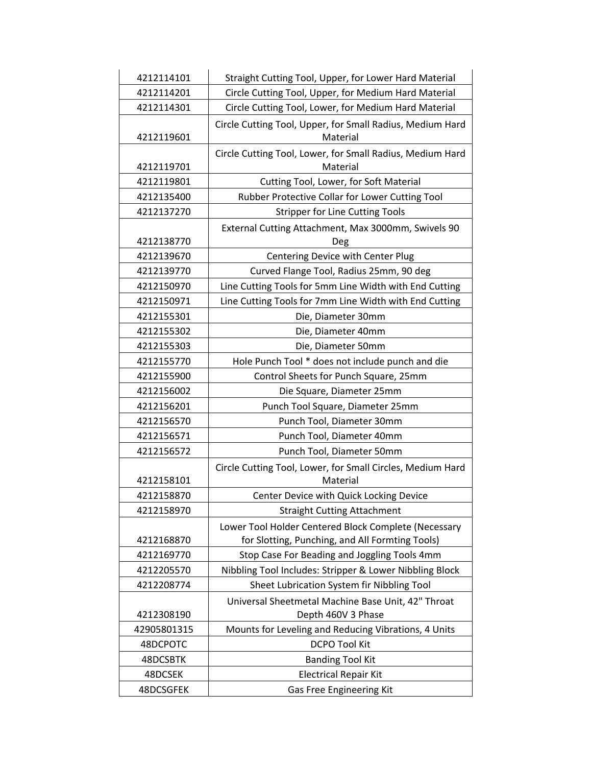| | |
|---|---|
| 4212114101 | Straight Cutting Tool, Upper, for Lower Hard Material |
| 4212114201 | Circle Cutting Tool, Upper, for Medium Hard Material |
| 4212114301 | Circle Cutting Tool, Lower, for Medium Hard Material |
| 4212119601 | Circle Cutting Tool, Upper, for Small Radius, Medium Hard Material |
| 4212119701 | Circle Cutting Tool, Lower, for Small Radius, Medium Hard Material |
| 4212119801 | Cutting Tool, Lower, for Soft Material |
| 4212135400 | Rubber Protective Collar for Lower Cutting Tool |
| 4212137270 | Stripper for Line Cutting Tools |
| 4212138770 | External Cutting Attachment, Max 3000mm, Swivels 90 Deg |
| 4212139670 | Centering Device with Center Plug |
| 4212139770 | Curved Flange Tool, Radius 25mm, 90 deg |
| 4212150970 | Line Cutting Tools for 5mm Line Width with End Cutting |
| 4212150971 | Line Cutting Tools for 7mm Line Width with End Cutting |
| 4212155301 | Die, Diameter 30mm |
| 4212155302 | Die, Diameter 40mm |
| 4212155303 | Die, Diameter 50mm |
| 4212155770 | Hole Punch Tool * does not include punch and die |
| 4212155900 | Control Sheets for Punch Square, 25mm |
| 4212156002 | Die Square, Diameter 25mm |
| 4212156201 | Punch Tool Square, Diameter 25mm |
| 4212156570 | Punch Tool, Diameter 30mm |
| 4212156571 | Punch Tool, Diameter 40mm |
| 4212156572 | Punch Tool, Diameter 50mm |
| 4212158101 | Circle Cutting Tool, Lower, for Small Circles, Medium Hard Material |
| 4212158870 | Center Device with Quick Locking Device |
| 4212158970 | Straight Cutting Attachment |
| 4212168870 | Lower Tool Holder Centered Block Complete (Necessary for Slotting, Punching, and All Formting Tools) |
| 4212169770 | Stop Case For Beading and Joggling Tools 4mm |
| 4212205570 | Nibbling Tool Includes: Stripper & Lower Nibbling Block |
| 4212208774 | Sheet Lubrication System fir Nibbling Tool |
| 4212308190 | Universal Sheetmetal Machine Base Unit, 42" Throat Depth 460V 3 Phase |
| 42905801315 | Mounts for Leveling and Reducing Vibrations, 4 Units |
| 48DCPOTC | DCPO Tool Kit |
| 48DCSBTK | Banding Tool Kit |
| 48DCSEK | Electrical Repair Kit |
| 48DCSGFEK | Gas Free Engineering Kit |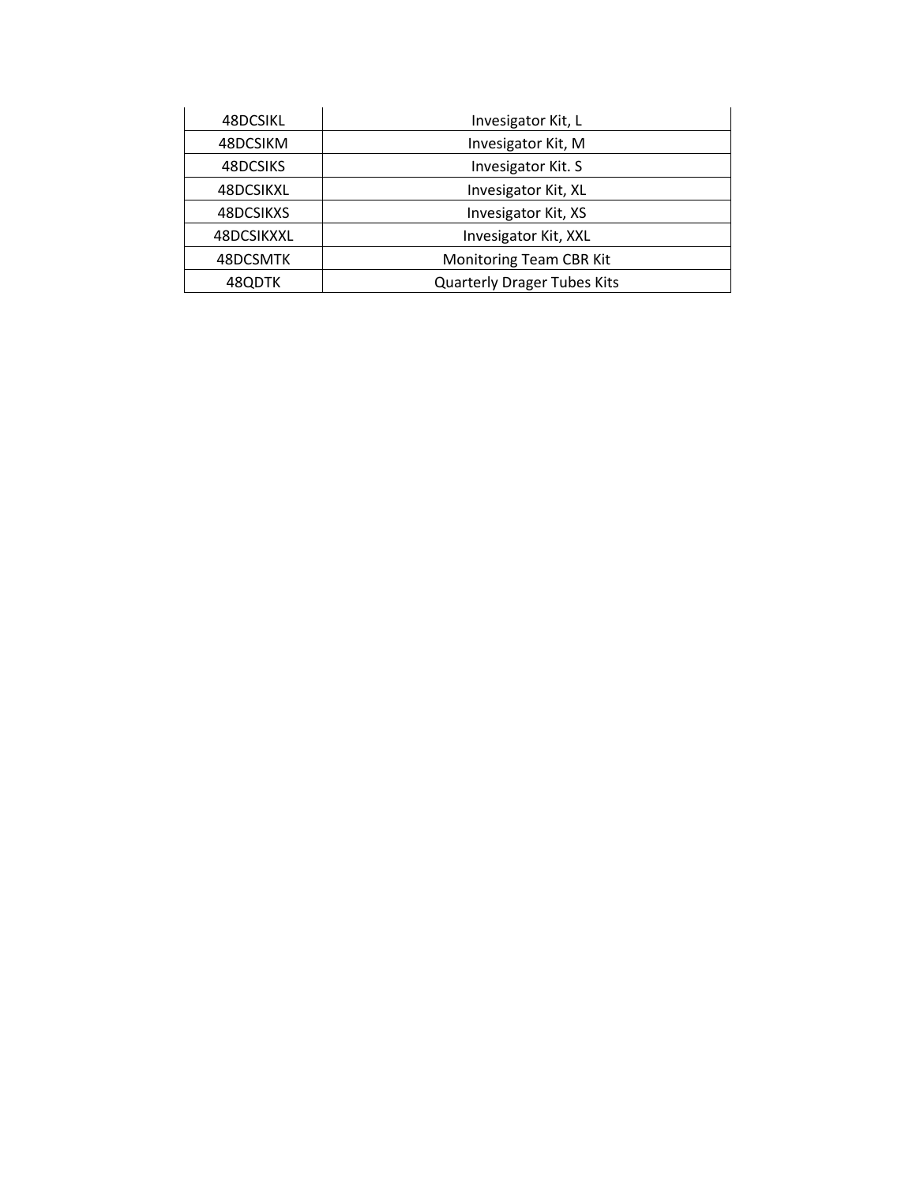| | |
|---|---|
| 48DCSIKL | Invesigator Kit, L |
| 48DCSIKM | Invesigator Kit, M |
| 48DCSIKS | Invesigator Kit. S |
| 48DCSIKXL | Invesigator Kit, XL |
| 48DCSIKXS | Invesigator Kit, XS |
| 48DCSIKXXL | Invesigator Kit, XXL |
| 48DCSMTK | Monitoring Team CBR Kit |
| 48QDTK | Quarterly Drager Tubes Kits |